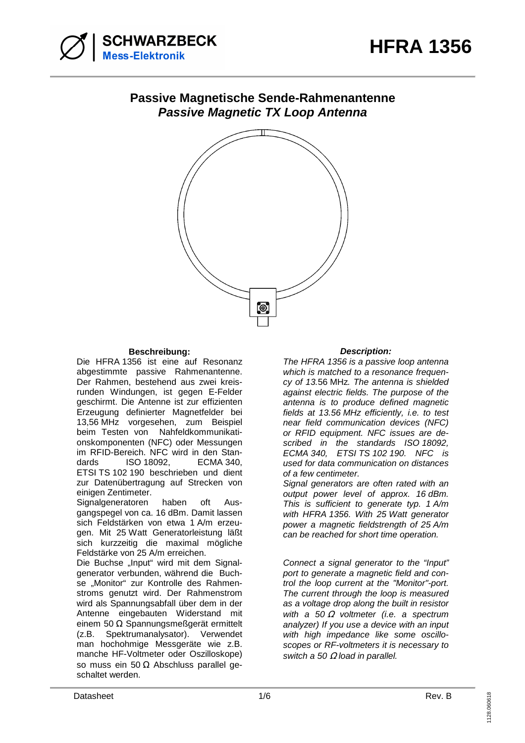# HFRA 1356

## Passive Magnetische Sende-Rahmenantenne
## *Passive Magnetic TX Loop Antenna*

**Beschreibung:**

Die HFRA 1356 ist eine auf Resonanz abgestimmte passive Rahmenantenne. Der Rahmen, bestehend aus zwei kreisrunden Windungen, ist gegen E-Felder geschirmt. Die Antenne ist zur effizienten Erzeugung definierter Magnetfelder bei 13,56 MHz vorgesehen, zum Beispiel beim Testen von Nahfeldkommunikationskomponenten (NFC) oder Messungen im RFID-Bereich. NFC wird in den Standards ISO 18092, ECMA 340, ETSI TS 102 190 beschrieben und dient zur Datenübertragung auf Strecken von einigen Zentimeter.

Signalgeneratoren haben oft Ausgangspegel von ca. 16 dBm. Damit lassen sich Feldstärken von etwa 1 A/m erzeugen. Mit 25 Watt Generatorleistung läßt sich kurzzeitig die maximal mögliche Feldstärke von 25 A/m erreichen.

Die Buchse „Input“ wird mit dem Signalgenerator verbunden, während die Buchse „Monitor“ zur Kontrolle des Rahmenstroms genutzt wird. Der Rahmenstrom wird als Spannungsabfall über dem in der Antenne eingebauten Widerstand mit einem 50 Ω Spannungsmeßgerät ermittelt (z.B. Spektrumanalysator). Verwendet man hochohmige Messgeräte wie z.B. manche HF-Voltmeter oder Oszilloskope) so muss ein 50 Ω Abschluss parallel geschaltet werden.

***Description:***

*The HFRA 1356 is a passive loop antenna which is matched to a resonance frequency of 13.*56 MHz*. The antenna is shielded against electric fields. The purpose of the antenna is to produce defined magnetic fields at 13.56 MHz efficiently, i.e. to test near field communication devices (NFC) or RFID equipment. NFC issues are described in the standards ISO 18092, ECMA 340, ETSI TS 102 190. NFC is used for data communication on distances of a few centimeter.*

*Signal generators are often rated with an output power level of approx. 16 dBm. This is sufficient to generate typ. 1 A/m with HFRA 1356. With 25 Watt generator power a magnetic fieldstrength of 25 A/m can be reached for short time operation.*

*Connect a signal generator to the “Input” port to generate a magnetic field and control the loop current at the "Monitor"-port. The current through the loop is measured as a voltage drop along the built in resistor with a 50 Ω voltmeter (i.e. a spectrum analyzer) If you use a device with an input with high impedance like some oscilloscopes or RF-voltmeters it is necessary to switch a 50 Ω load in parallel.*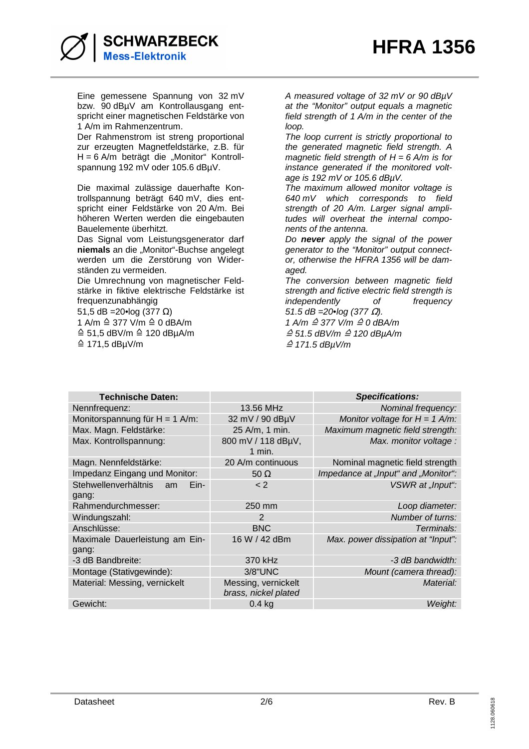Eine gemessene Spannung von 32 mV bzw. 90 dBµV am Kontrollausgang entspricht einer magnetischen Feldstärke von 1 A/m im Rahmenzentrum.
Der Rahmenstrom ist streng proportional zur erzeugten Magnetfeldstärke, z.B. für H = 6 A/m beträgt die „Monitor" Kontrollspannung 192 mV oder 105.6 dBµV.

Die maximal zulässige dauerhafte Kontrollspannung beträgt 640 mV, dies entspricht einer Feldstärke von 20 A/m. Bei höheren Werten werden die eingebauten Bauelemente überhitzt.
Das Signal vom Leistungsgenerator darf **niemals** an die „Monitor"-Buchse angelegt werden um die Zerstörung von Widerständen zu vermeiden.
Die Umrechnung von magnetischer Feldstärke in fiktive elektrische Feldstärke ist frequenzunabhängig
51,5 dB =20•log (377 Ω)
1 A/m ≙ 377 V/m ≙ 0 dBA/m
≙ 51,5 dBV/m ≙ 120 dBµA/m
≙ 171,5 dBµV/m

*A measured voltage of 32 mV or 90 dBµV at the "Monitor" output equals a magnetic field strength of 1 A/m in the center of the loop.*
*The loop current is strictly proportional to the generated magnetic field strength. A magnetic field strength of H = 6 A/m is for instance generated if the monitored voltage is 192 mV or 105.6 dBµV.*
*The maximum allowed monitor voltage is 640 mV which corresponds to field strength of 20 A/m. Larger signal amplitudes will overheat the internal components of the antenna.*
*Do **never** apply the signal of the power generator to the "Monitor" output connector, otherwise the HFRA 1356 will be damaged.*
*The conversion between magnetic field strength and fictive electric field strength is independently of frequency*
*51.5 dB =20•log (377 Ω).*
*1 A/m ≙ 377 V/m ≙ 0 dBA/m*
*≙ 51.5 dBV/m ≙ 120 dBµA/m*
*≙ 171.5 dBµV/m*

| **Technische Daten:** | | ***Specifications:*** |
|---|---|---|
| Nennfrequenz: | 13.56 MHz | *Nominal frequency:* |
| Monitorspannung für H = 1 A/m: | 32 mV / 90 dBµV | *Monitor voltage for H = 1 A/m:* |
| Max. Magn. Feldstärke: | 25 A/m, 1 min. | *Maximum magnetic field strength:* |
| Max. Kontrollspannung: | 800 mV / 118 dBµV, 1 min. | *Max. monitor voltage :* |
| Magn. Nennfeldstärke: | 20 A/m continuous | Nominal magnetic field strength |
| Impedanz Eingang und Monitor: | 50 Ω | *Impedance at „Input" and „Monitor":* |
| Stehwellenverhältnis am Eingang: | < 2 | *VSWR at „Input":* |
| Rahmendurchmesser: | 250 mm | *Loop diameter:* |
| Windungszahl: | 2 | *Number of turns:* |
| Anschlüsse: | BNC | *Terminals:* |
| Maximale Dauerleistung am Eingang: | 16 W / 42 dBm | *Max. power dissipation at "Input":* |
| -3 dB Bandbreite: | 370 kHz | *-3 dB bandwidth:* |
| Montage (Stativgewinde): | 3/8"UNC | *Mount (camera thread):* |
| Material: Messing, vernickelt | Messing, vernickelt *brass, nickel plated* | *Material:* |
| Gewicht: | 0.4 kg | *Weight:* |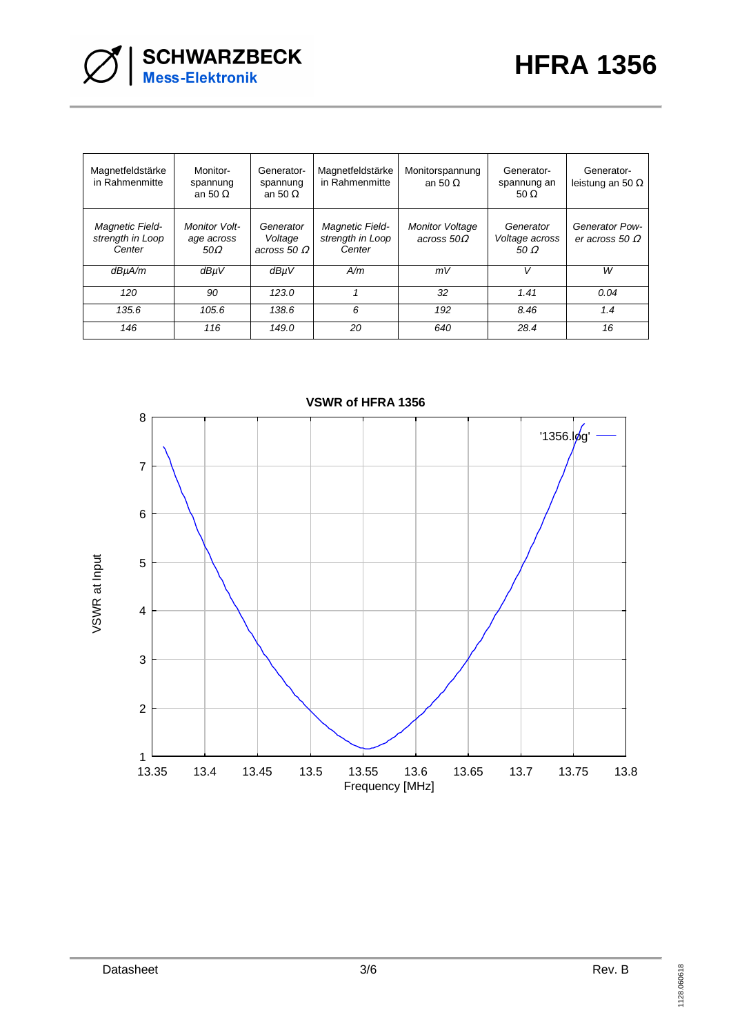| Magnetfeldstärke in Rahmenmitte | Monitor-spannung an 50 Ω | Generator-spannung an 50 Ω | Magnetfeldstärke in Rahmenmitte | Monitorspannung an 50 Ω | Generator-spannung an 50 Ω | Generator-leistung an 50 Ω |
|---|---|---|---|---|---|---|
| *Magnetic Field-strength in Loop Center* | *Monitor Voltage across 50Ω* | *Generator Voltage across 50 Ω* | *Magnetic Field-strength in Loop Center* | *Monitor Voltage across 50Ω* | *Generator Voltage across 50 Ω* | *Generator Power across 50 Ω* |
| *dBμA/m* | *dBμV* | *dBμV* | *A/m* | *mV* | *V* | *W* |
| *120* | *90* | *123.0* | *1* | *32* | *1.41* | *0.04* |
| *135.6* | *105.6* | *138.6* | *6* | *192* | *8.46* | *1.4* |
| *146* | *116* | *149.0* | *20* | *640* | *28.4* | *16* |

**VSWR of HFRA 1356**

VSWR at Input vs. Frequency [MHz] (13.35 – 13.8 MHz); legend: '1356.log'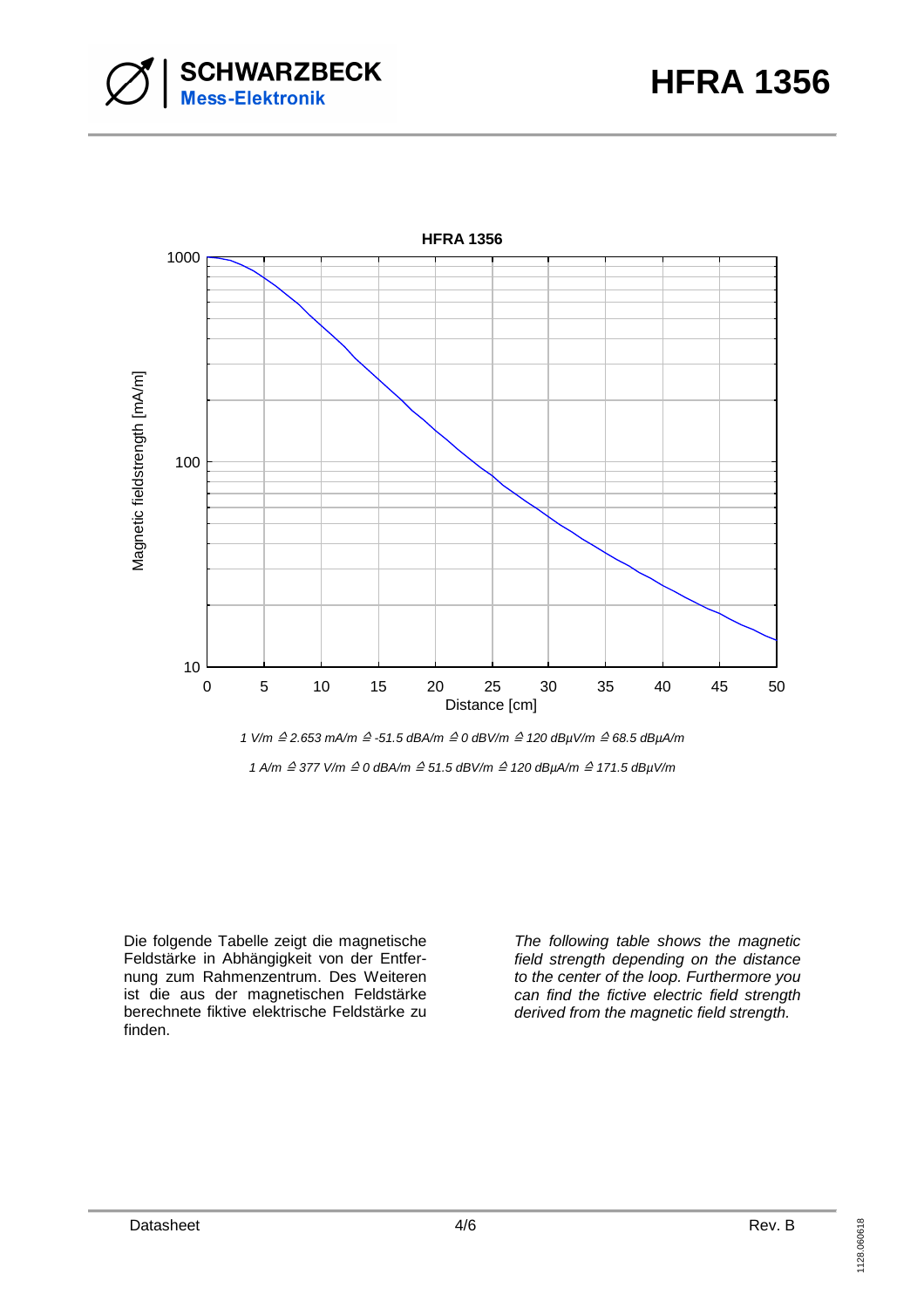**HFRA 1356**

*1 V/m ≙ 2.653 mA/m ≙ -51.5 dBA/m ≙ 0 dBV/m ≙ 120 dBµV/m ≙ 68.5 dBµA/m*

*1 A/m ≙ 377 V/m ≙ 0 dBA/m ≙ 51.5 dBV/m ≙ 120 dBµA/m ≙ 171.5 dBµV/m*

Die folgende Tabelle zeigt die magnetische Feldstärke in Abhängigkeit von der Entfernung zum Rahmenzentrum. Des Weiteren ist die aus der magnetischen Feldstärke berechnete fiktive elektrische Feldstärke zu finden.

*The following table shows the magnetic field strength depending on the distance to the center of the loop. Furthermore you can find the fictive electric field strength derived from the magnetic field strength.*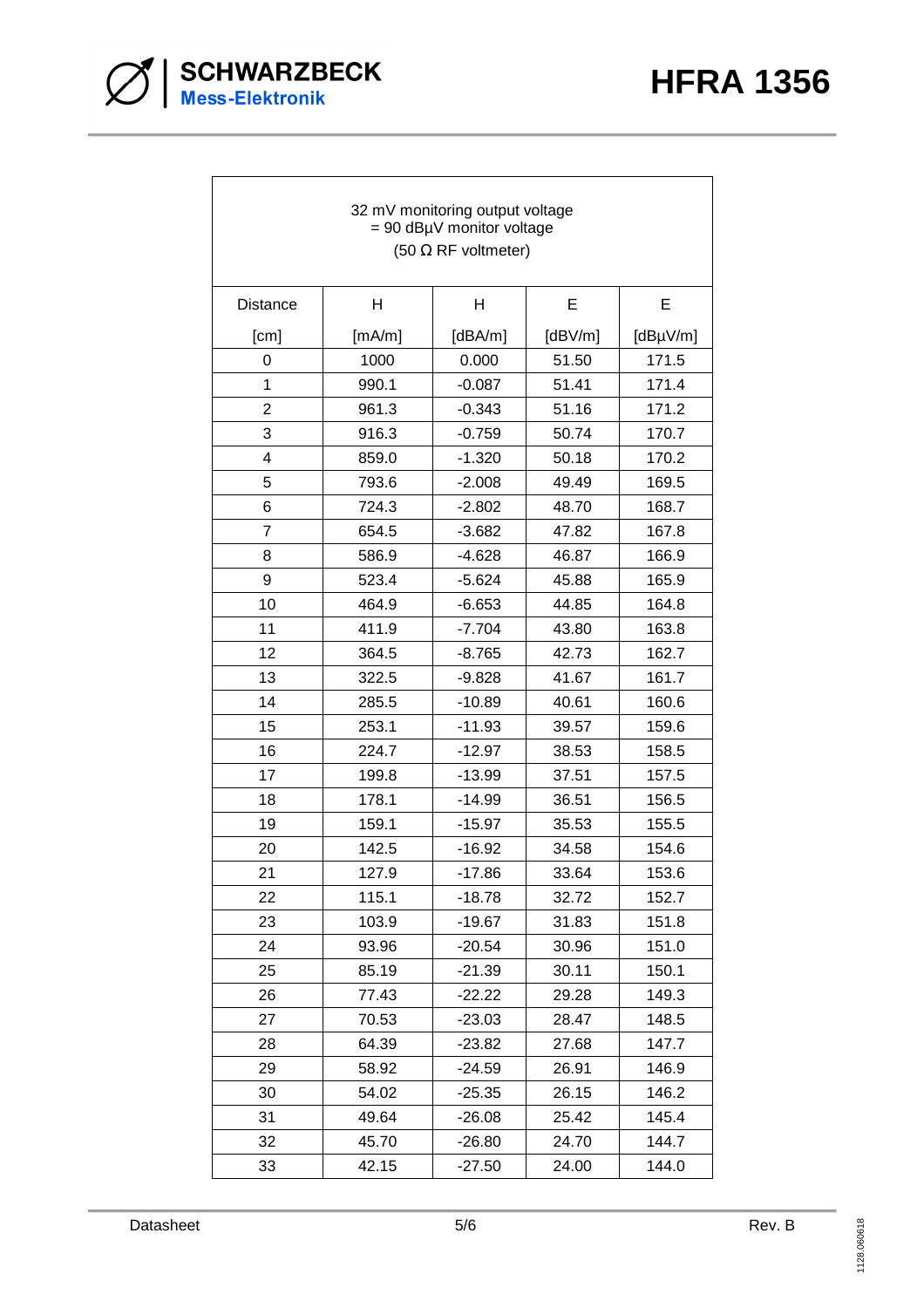| 32 mV monitoring output voltage = 90 dBµV monitor voltage (50 Ω RF voltmeter) | | | | |
|---|---|---|---|---|
| Distance [cm] | H [mA/m] | H [dBA/m] | E [dBV/m] | E [dBµV/m] |
| 0 | 1000 | 0.000 | 51.50 | 171.5 |
| 1 | 990.1 | -0.087 | 51.41 | 171.4 |
| 2 | 961.3 | -0.343 | 51.16 | 171.2 |
| 3 | 916.3 | -0.759 | 50.74 | 170.7 |
| 4 | 859.0 | -1.320 | 50.18 | 170.2 |
| 5 | 793.6 | -2.008 | 49.49 | 169.5 |
| 6 | 724.3 | -2.802 | 48.70 | 168.7 |
| 7 | 654.5 | -3.682 | 47.82 | 167.8 |
| 8 | 586.9 | -4.628 | 46.87 | 166.9 |
| 9 | 523.4 | -5.624 | 45.88 | 165.9 |
| 10 | 464.9 | -6.653 | 44.85 | 164.8 |
| 11 | 411.9 | -7.704 | 43.80 | 163.8 |
| 12 | 364.5 | -8.765 | 42.73 | 162.7 |
| 13 | 322.5 | -9.828 | 41.67 | 161.7 |
| 14 | 285.5 | -10.89 | 40.61 | 160.6 |
| 15 | 253.1 | -11.93 | 39.57 | 159.6 |
| 16 | 224.7 | -12.97 | 38.53 | 158.5 |
| 17 | 199.8 | -13.99 | 37.51 | 157.5 |
| 18 | 178.1 | -14.99 | 36.51 | 156.5 |
| 19 | 159.1 | -15.97 | 35.53 | 155.5 |
| 20 | 142.5 | -16.92 | 34.58 | 154.6 |
| 21 | 127.9 | -17.86 | 33.64 | 153.6 |
| 22 | 115.1 | -18.78 | 32.72 | 152.7 |
| 23 | 103.9 | -19.67 | 31.83 | 151.8 |
| 24 | 93.96 | -20.54 | 30.96 | 151.0 |
| 25 | 85.19 | -21.39 | 30.11 | 150.1 |
| 26 | 77.43 | -22.22 | 29.28 | 149.3 |
| 27 | 70.53 | -23.03 | 28.47 | 148.5 |
| 28 | 64.39 | -23.82 | 27.68 | 147.7 |
| 29 | 58.92 | -24.59 | 26.91 | 146.9 |
| 30 | 54.02 | -25.35 | 26.15 | 146.2 |
| 31 | 49.64 | -26.08 | 25.42 | 145.4 |
| 32 | 45.70 | -26.80 | 24.70 | 144.7 |
| 33 | 42.15 | -27.50 | 24.00 | 144.0 |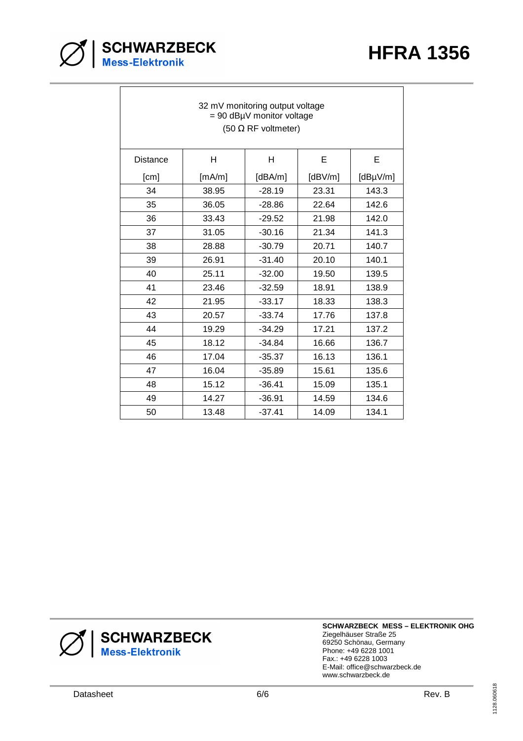| 32 mV monitoring output voltage<br>= 90 dBµV monitor voltage<br>(50 Ω RF voltmeter) | | | | |
|---|---|---|---|---|
| Distance<br>[cm] | H<br>[mA/m] | H<br>[dBA/m] | E<br>[dBV/m] | E<br>[dBµV/m] |
| 34 | 38.95 | -28.19 | 23.31 | 143.3 |
| 35 | 36.05 | -28.86 | 22.64 | 142.6 |
| 36 | 33.43 | -29.52 | 21.98 | 142.0 |
| 37 | 31.05 | -30.16 | 21.34 | 141.3 |
| 38 | 28.88 | -30.79 | 20.71 | 140.7 |
| 39 | 26.91 | -31.40 | 20.10 | 140.1 |
| 40 | 25.11 | -32.00 | 19.50 | 139.5 |
| 41 | 23.46 | -32.59 | 18.91 | 138.9 |
| 42 | 21.95 | -33.17 | 18.33 | 138.3 |
| 43 | 20.57 | -33.74 | 17.76 | 137.8 |
| 44 | 19.29 | -34.29 | 17.21 | 137.2 |
| 45 | 18.12 | -34.84 | 16.66 | 136.7 |
| 46 | 17.04 | -35.37 | 16.13 | 136.1 |
| 47 | 16.04 | -35.89 | 15.61 | 135.6 |
| 48 | 15.12 | -36.41 | 15.09 | 135.1 |
| 49 | 14.27 | -36.91 | 14.59 | 134.6 |
| 50 | 13.48 | -37.41 | 14.09 | 134.1 |

**SCHWARZBECK MESS – ELEKTRONIK OHG**
Ziegelhäuser Straße 25
69250 Schönau, Germany
Phone: +49 6228 1001
Fax.: +49 6228 1003
E-Mail: office@schwarzbeck.de
www.schwarzbeck.de